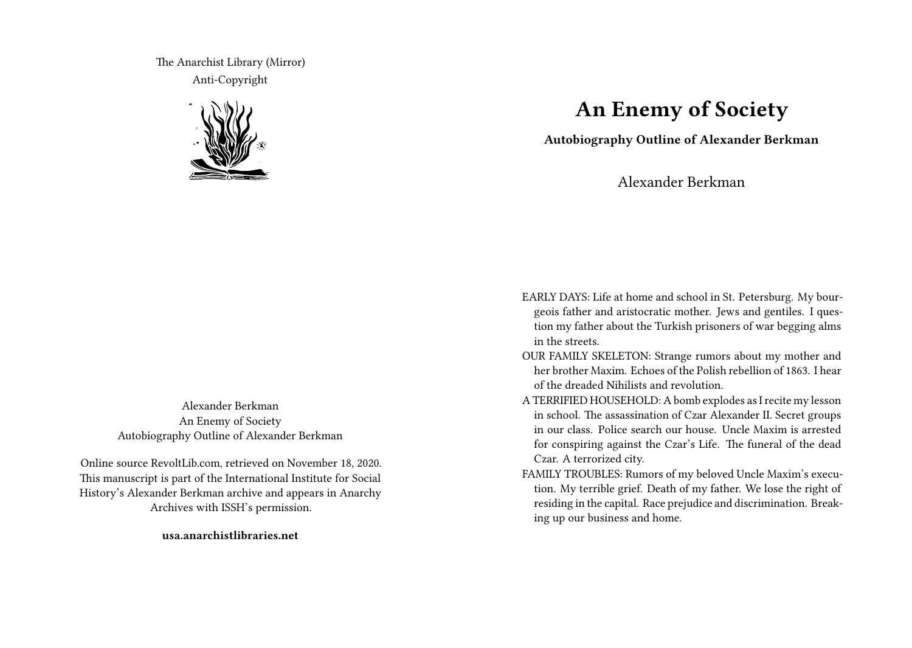The Anarchist Library (Mirror)
Anti-Copyright

Alexander Berkman
An Enemy of Society
Autobiography Outline of Alexander Berkman

Online source RevoltLib.com, retrieved on November 18, 2020.
This manuscript is part of the International Institute for Social History's Alexander Berkman archive and appears in Anarchy Archives with ISSH's permission.

**usa.anarchistlibraries.net**

# An Enemy of Society

**Autobiography Outline of Alexander Berkman**

Alexander Berkman

EARLY DAYS: Life at home and school in St. Petersburg. My bourgeois father and aristocratic mother. Jews and gentiles. I question my father about the Turkish prisoners of war begging alms in the streets.

OUR FAMILY SKELETON: Strange rumors about my mother and her brother Maxim. Echoes of the Polish rebellion of 1863. I hear of the dreaded Nihilists and revolution.

A TERRIFIED HOUSEHOLD: A bomb explodes as I recite my lesson in school. The assassination of Czar Alexander II. Secret groups in our class. Police search our house. Uncle Maxim is arrested for conspiring against the Czar's Life. The funeral of the dead Czar. A terrorized city.

FAMILY TROUBLES: Rumors of my beloved Uncle Maxim's execution. My terrible grief. Death of my father. We lose the right of residing in the capital. Race prejudice and discrimination. Breaking up our business and home.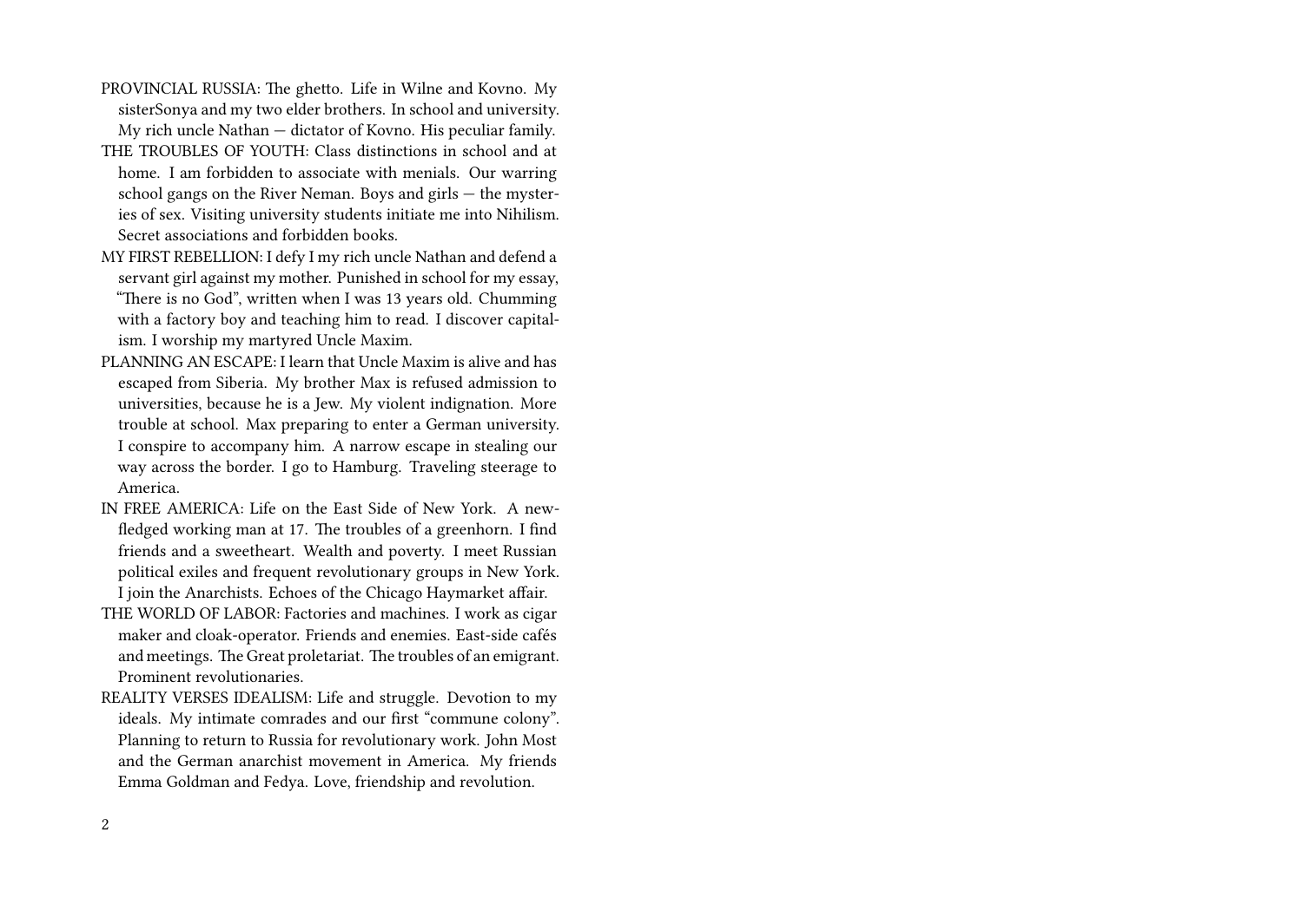PROVINCIAL RUSSIA: The ghetto. Life in Wilne and Kovno. My sisterSonya and my two elder brothers. In school and university. My rich uncle Nathan — dictator of Kovno. His peculiar family.

THE TROUBLES OF YOUTH: Class distinctions in school and at home. I am forbidden to associate with menials. Our warring school gangs on the River Neman. Boys and girls — the mysteries of sex. Visiting university students initiate me into Nihilism. Secret associations and forbidden books.

MY FIRST REBELLION: I defy I my rich uncle Nathan and defend a servant girl against my mother. Punished in school for my essay, "There is no God", written when I was 13 years old. Chumming with a factory boy and teaching him to read. I discover capitalism. I worship my martyred Uncle Maxim.

PLANNING AN ESCAPE: I learn that Uncle Maxim is alive and has escaped from Siberia. My brother Max is refused admission to universities, because he is a Jew. My violent indignation. More trouble at school. Max preparing to enter a German university. I conspire to accompany him. A narrow escape in stealing our way across the border. I go to Hamburg. Traveling steerage to America.

IN FREE AMERICA: Life on the East Side of New York. A newfledged working man at 17. The troubles of a greenhorn. I find friends and a sweetheart. Wealth and poverty. I meet Russian political exiles and frequent revolutionary groups in New York. I join the Anarchists. Echoes of the Chicago Haymarket affair.

THE WORLD OF LABOR: Factories and machines. I work as cigar maker and cloak-operator. Friends and enemies. East-side cafés and meetings. The Great proletariat. The troubles of an emigrant. Prominent revolutionaries.

REALITY VERSES IDEALISM: Life and struggle. Devotion to my ideals. My intimate comrades and our first "commune colony". Planning to return to Russia for revolutionary work. John Most and the German anarchist movement in America. My friends Emma Goldman and Fedya. Love, friendship and revolution.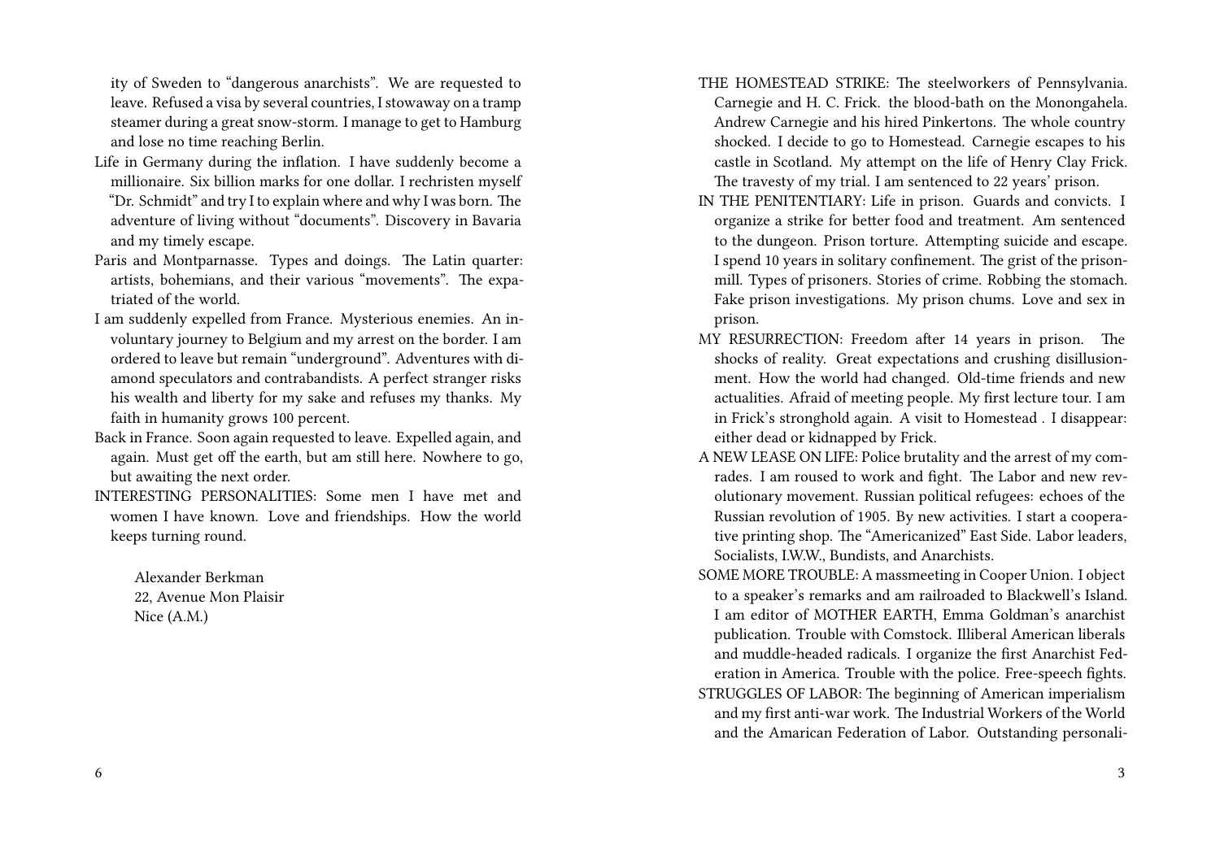ity of Sweden to "dangerous anarchists". We are requested to leave. Refused a visa by several countries, I stowaway on a tramp steamer during a great snow-storm. I manage to get to Hamburg and lose no time reaching Berlin.

Life in Germany during the inflation. I have suddenly become a millionaire. Six billion marks for one dollar. I rechristen myself "Dr. Schmidt" and try I to explain where and why I was born. The adventure of living without "documents". Discovery in Bavaria and my timely escape.

Paris and Montparnasse. Types and doings. The Latin quarter: artists, bohemians, and their various "movements". The expatriated of the world.

I am suddenly expelled from France. Mysterious enemies. An involuntary journey to Belgium and my arrest on the border. I am ordered to leave but remain "underground". Adventures with diamond speculators and contrabandists. A perfect stranger risks his wealth and liberty for my sake and refuses my thanks. My faith in humanity grows 100 percent.

Back in France. Soon again requested to leave. Expelled again, and again. Must get off the earth, but am still here. Nowhere to go, but awaiting the next order.

INTERESTING PERSONALITIES: Some men I have met and women I have known. Love and friendships. How the world keeps turning round.

Alexander Berkman
22, Avenue Mon Plaisir
Nice (A.M.)

THE HOMESTEAD STRIKE: The steelworkers of Pennsylvania. Carnegie and H. C. Frick. the blood-bath on the Monongahela. Andrew Carnegie and his hired Pinkertons. The whole country shocked. I decide to go to Homestead. Carnegie escapes to his castle in Scotland. My attempt on the life of Henry Clay Frick. The travesty of my trial. I am sentenced to 22 years' prison.

IN THE PENITENTIARY: Life in prison. Guards and convicts. I organize a strike for better food and treatment. Am sentenced to the dungeon. Prison torture. Attempting suicide and escape. I spend 10 years in solitary confinement. The grist of the prison-mill. Types of prisoners. Stories of crime. Robbing the stomach. Fake prison investigations. My prison chums. Love and sex in prison.

MY RESURRECTION: Freedom after 14 years in prison. The shocks of reality. Great expectations and crushing disillusionment. How the world had changed. Old-time friends and new actualities. Afraid of meeting people. My first lecture tour. I am in Frick's stronghold again. A visit to Homestead . I disappear: either dead or kidnapped by Frick.

A NEW LEASE ON LIFE: Police brutality and the arrest of my comrades. I am roused to work and fight. The Labor and new revolutionary movement. Russian political refugees: echoes of the Russian revolution of 1905. By new activities. I start a cooperative printing shop. The "Americanized" East Side. Labor leaders, Socialists, I.W.W., Bundists, and Anarchists.

SOME MORE TROUBLE: A massmeeting in Cooper Union. I object to a speaker's remarks and am railroaded to Blackwell's Island. I am editor of MOTHER EARTH, Emma Goldman's anarchist publication. Trouble with Comstock. Illiberal American liberals and muddle-headed radicals. I organize the first Anarchist Federation in America. Trouble with the police. Free-speech fights.

STRUGGLES OF LABOR: The beginning of American imperialism and my first anti-war work. The Industrial Workers of the World and the Amarican Federation of Labor. Outstanding personali-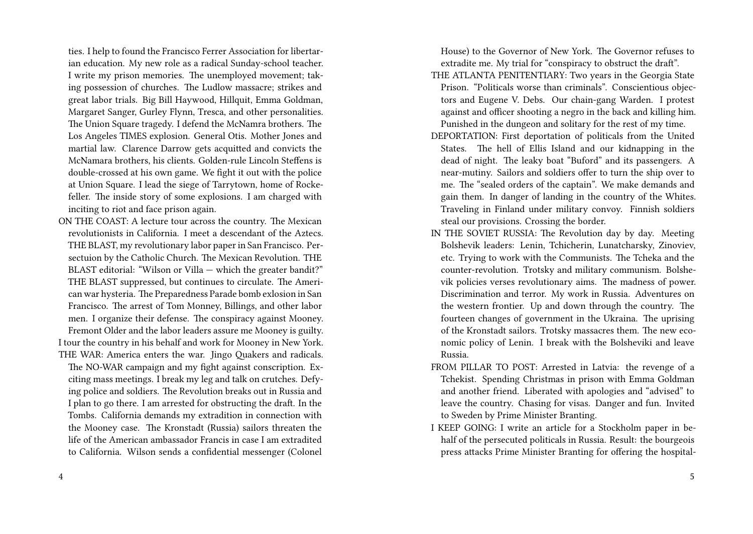ties. I help to found the Francisco Ferrer Association for libertarian education. My new role as a radical Sunday-school teacher. I write my prison memories. The unemployed movement; taking possession of churches. The Ludlow massacre; strikes and great labor trials. Big Bill Haywood, Hillquit, Emma Goldman, Margaret Sanger, Gurley Flynn, Tresca, and other personalities. The Union Square tragedy. I defend the McNamra brothers. The Los Angeles TIMES explosion. General Otis. Mother Jones and martial law. Clarence Darrow gets acquitted and convicts the McNamara brothers, his clients. Golden-rule Lincoln Steffens is double-crossed at his own game. We fight it out with the police at Union Square. I lead the siege of Tarrytown, home of Rockefeller. The inside story of some explosions. I am charged with inciting to riot and face prison again.

ON THE COAST: A lecture tour across the country. The Mexican revolutionists in California. I meet a descendant of the Aztecs. THE BLAST, my revolutionary labor paper in San Francisco. Persectuion by the Catholic Church. The Mexican Revolution. THE BLAST editorial: "Wilson or Villa — which the greater bandit?" THE BLAST suppressed, but continues to circulate. The American war hysteria. The Preparedness Parade bomb exlosion in San Francisco. The arrest of Tom Monney, Billings, and other labor men. I organize their defense. The conspiracy against Mooney. Fremont Older and the labor leaders assure me Mooney is guilty.

I tour the country in his behalf and work for Mooney in New York.

THE WAR: America enters the war. Jingo Quakers and radicals. The NO-WAR campaign and my fight against conscription. Exciting mass meetings. I break my leg and talk on crutches. Defying police and soldiers. The Revolution breaks out in Russia and I plan to go there. I am arrested for obstructing the draft. In the Tombs. California demands my extradition in connection with the Mooney case. The Kronstadt (Russia) sailors threaten the life of the American ambassador Francis in case I am extradited to California. Wilson sends a confidential messenger (Colonel House) to the Governor of New York. The Governor refuses to extradite me. My trial for "conspiracy to obstruct the draft".

THE ATLANTA PENITENTIARY: Two years in the Georgia State Prison. "Politicals worse than criminals". Conscientious objectors and Eugene V. Debs. Our chain-gang Warden. I protest against and officer shooting a negro in the back and killing him. Punished in the dungeon and solitary for the rest of my time.

DEPORTATION: First deportation of politicals from the United States. The hell of Ellis Island and our kidnapping in the dead of night. The leaky boat "Buford" and its passengers. A near-mutiny. Sailors and soldiers offer to turn the ship over to me. The "sealed orders of the captain". We make demands and gain them. In danger of landing in the country of the Whites. Traveling in Finland under military convoy. Finnish soldiers steal our provisions. Crossing the border.

IN THE SOVIET RUSSIA: The Revolution day by day. Meeting Bolshevik leaders: Lenin, Tchicherin, Lunatcharsky, Zinoviev, etc. Trying to work with the Communists. The Tcheka and the counter-revolution. Trotsky and military communism. Bolshevik policies verses revolutionary aims. The madness of power. Discrimination and terror. My work in Russia. Adventures on the western frontier. Up and down through the country. The fourteen changes of government in the Ukraina. The uprising of the Kronstadt sailors. Trotsky massacres them. The new economic policy of Lenin. I break with the Bolsheviki and leave Russia.

FROM PILLAR TO POST: Arrested in Latvia: the revenge of a Tchekist. Spending Christmas in prison with Emma Goldman and another friend. Liberated with apologies and "advised" to leave the country. Chasing for visas. Danger and fun. Invited to Sweden by Prime Minister Branting.

I KEEP GOING: I write an article for a Stockholm paper in behalf of the persecuted politicals in Russia. Result: the bourgeois press attacks Prime Minister Branting for offering the hospital-